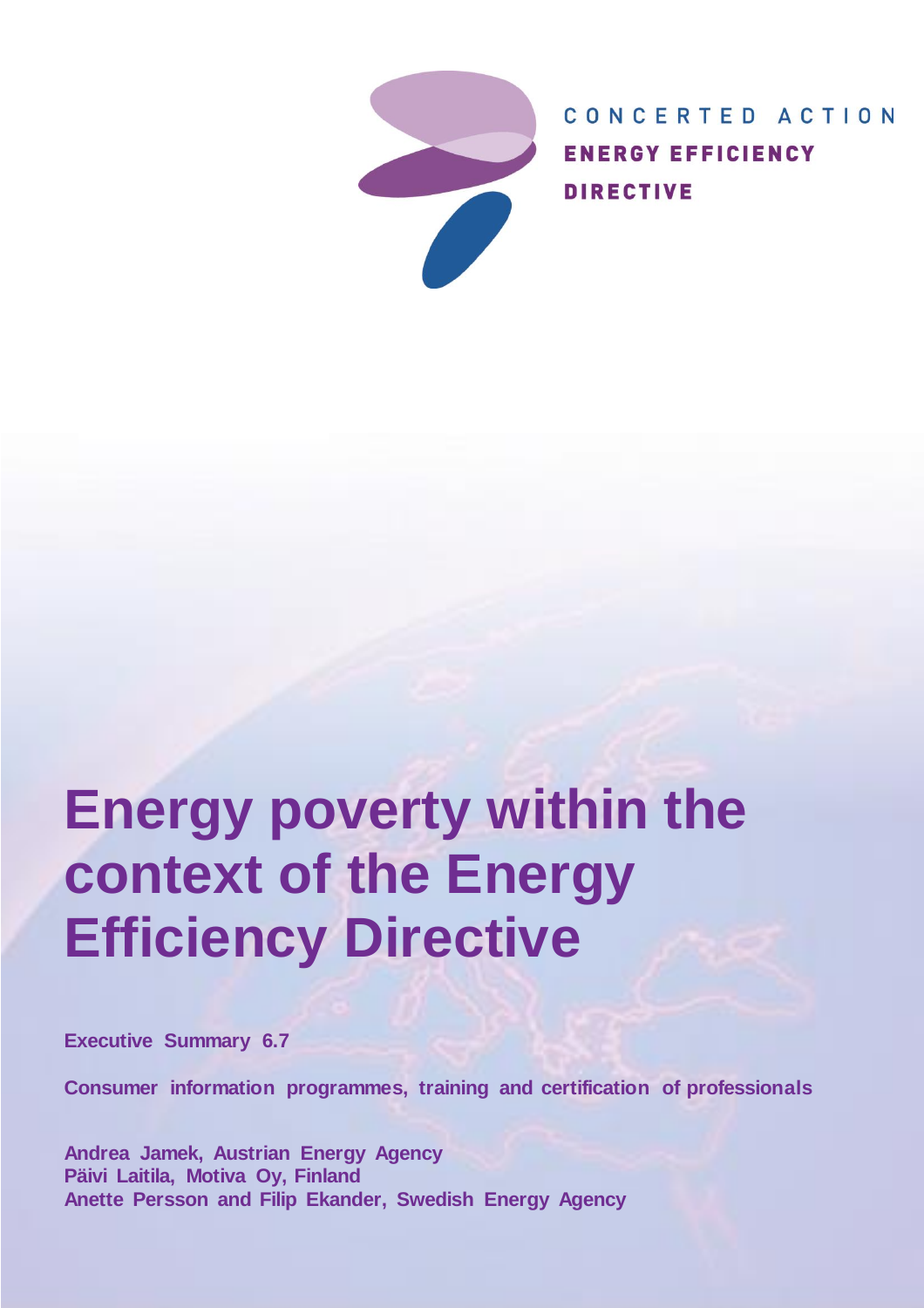CONCERTED ACTION
ENERGY EFFICIENCY
DIRECTIVE

# Energy poverty within the context of the Energy Efficiency Directive

**Executive Summary 6.7**

**Consumer information programmes, training and certification of professionals**

**Andrea Jamek, Austrian Energy Agency**
**Päivi Laitila, Motiva Oy, Finland**
**Anette Persson and Filip Ekander, Swedish Energy Agency**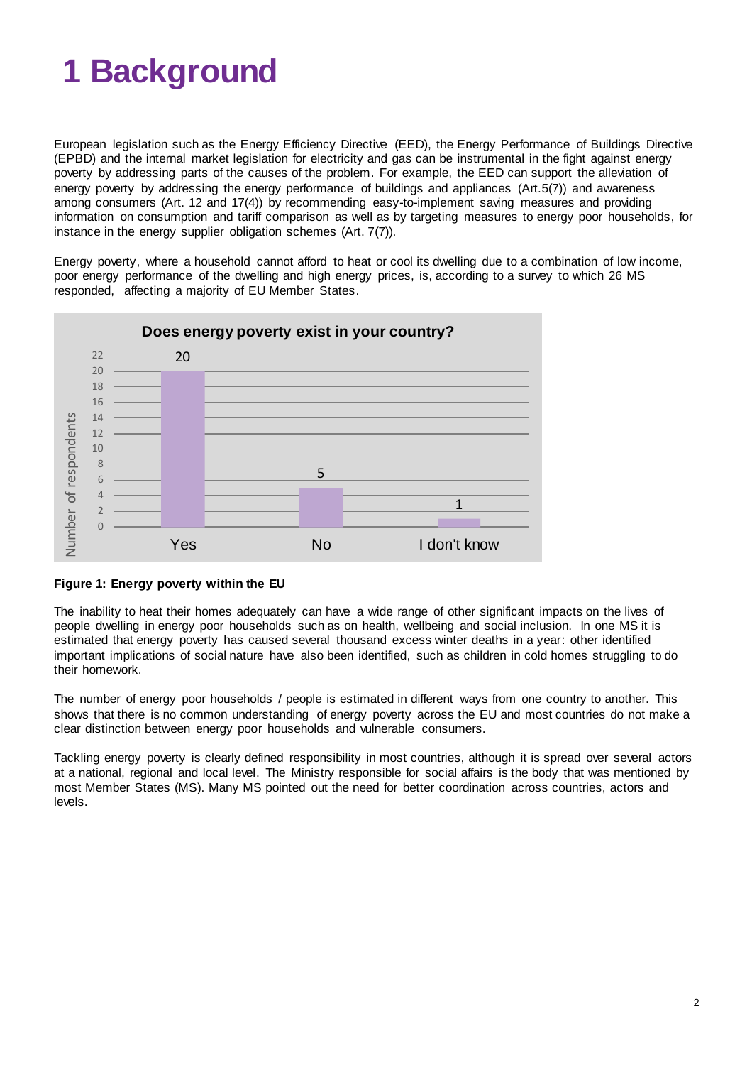# 1 Background

European legislation such as the Energy Efficiency Directive (EED), the Energy Performance of Buildings Directive (EPBD) and the internal market legislation for electricity and gas can be instrumental in the fight against energy poverty by addressing parts of the causes of the problem. For example, the EED can support the alleviation of energy poverty by addressing the energy performance of buildings and appliances (Art.5(7)) and awareness among consumers (Art. 12 and 17(4)) by recommending easy-to-implement saving measures and providing information on consumption and tariff comparison as well as by targeting measures to energy poor households, for instance in the energy supplier obligation schemes (Art. 7(7)).

Energy poverty, where a household cannot afford to heat or cool its dwelling due to a combination of low income, poor energy performance of the dwelling and high energy prices, is, according to a survey to which 26 MS responded, affecting a majority of EU Member States.

**Does energy poverty exist in your country?**

| Answer | Number of respondents |
| --- | --- |
| Yes | 20 |
| No | 5 |
| I don't know | 1 |

**Figure 1: Energy poverty within the EU**

The inability to heat their homes adequately can have a wide range of other significant impacts on the lives of people dwelling in energy poor households such as on health, wellbeing and social inclusion. In one MS it is estimated that energy poverty has caused several thousand excess winter deaths in a year: other identified important implications of social nature have also been identified, such as children in cold homes struggling to do their homework.

The number of energy poor households / people is estimated in different ways from one country to another. This shows that there is no common understanding of energy poverty across the EU and most countries do not make a clear distinction between energy poor households and vulnerable consumers.

Tackling energy poverty is clearly defined responsibility in most countries, although it is spread over several actors at a national, regional and local level. The Ministry responsible for social affairs is the body that was mentioned by most Member States (MS). Many MS pointed out the need for better coordination across countries, actors and levels.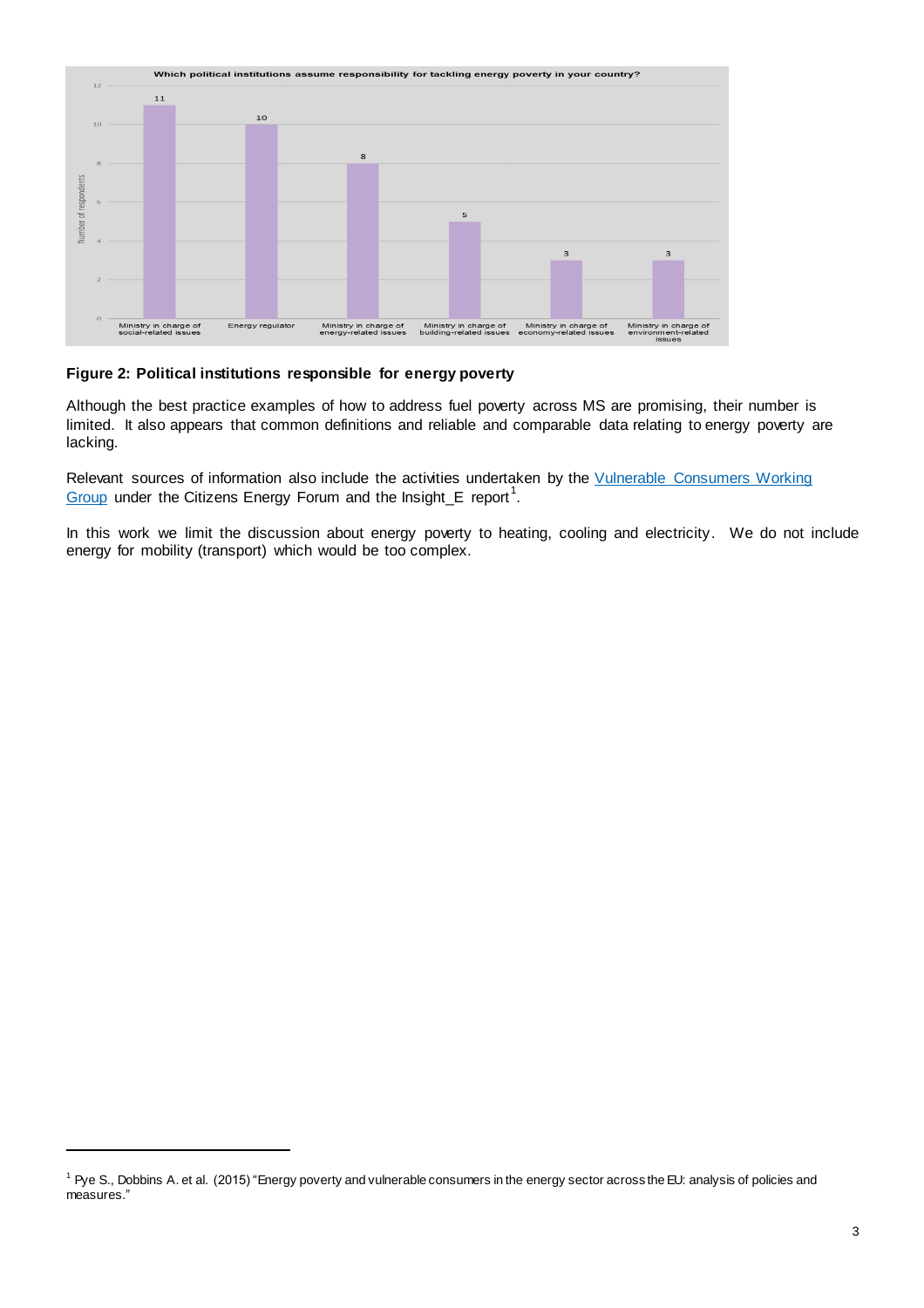**Figure 2: Political institutions responsible for energy poverty**

Although the best practice examples of how to address fuel poverty across MS are promising, their number is limited. It also appears that common definitions and reliable and comparable data relating to energy poverty are lacking.

Relevant sources of information also include the activities undertaken by the Vulnerable Consumers Working Group under the Citizens Energy Forum and the Insight_E report[1].

In this work we limit the discussion about energy poverty to heating, cooling and electricity. We do not include energy for mobility (transport) which would be too complex.

---

[1] Pye S., Dobbins A. et al. (2015) "Energy poverty and vulnerable consumers in the energy sector across the EU: analysis of policies and measures."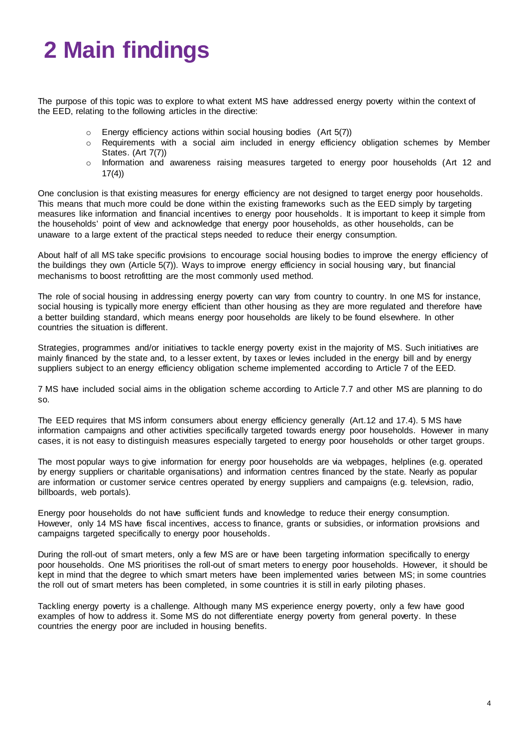# 2 Main findings

The purpose of this topic was to explore to what extent MS have addressed energy poverty within the context of the EED, relating to the following articles in the directive:

- Energy efficiency actions within social housing bodies (Art 5(7))
- Requirements with a social aim included in energy efficiency obligation schemes by Member States. (Art 7(7))
- Information and awareness raising measures targeted to energy poor households (Art 12 and 17(4))

One conclusion is that existing measures for energy efficiency are not designed to target energy poor households. This means that much more could be done within the existing frameworks such as the EED simply by targeting measures like information and financial incentives to energy poor households. It is important to keep it simple from the households' point of view and acknowledge that energy poor households, as other households, can be unaware to a large extent of the practical steps needed to reduce their energy consumption.

About half of all MS take specific provisions to encourage social housing bodies to improve the energy efficiency of the buildings they own (Article 5(7)). Ways to improve energy efficiency in social housing vary, but financial mechanisms to boost retrofitting are the most commonly used method.

The role of social housing in addressing energy poverty can vary from country to country. In one MS for instance, social housing is typically more energy efficient than other housing as they are more regulated and therefore have a better building standard, which means energy poor households are likely to be found elsewhere. In other countries the situation is different.

Strategies, programmes and/or initiatives to tackle energy poverty exist in the majority of MS. Such initiatives are mainly financed by the state and, to a lesser extent, by taxes or levies included in the energy bill and by energy suppliers subject to an energy efficiency obligation scheme implemented according to Article 7 of the EED.

7 MS have included social aims in the obligation scheme according to Article 7.7 and other MS are planning to do so.

The EED requires that MS inform consumers about energy efficiency generally (Art.12 and 17.4). 5 MS have information campaigns and other activities specifically targeted towards energy poor households. However in many cases, it is not easy to distinguish measures especially targeted to energy poor households or other target groups.

The most popular ways to give information for energy poor households are via webpages, helplines (e.g. operated by energy suppliers or charitable organisations) and information centres financed by the state. Nearly as popular are information or customer service centres operated by energy suppliers and campaigns (e.g. television, radio, billboards, web portals).

Energy poor households do not have sufficient funds and knowledge to reduce their energy consumption. However, only 14 MS have fiscal incentives, access to finance, grants or subsidies, or information provisions and campaigns targeted specifically to energy poor households.

During the roll-out of smart meters, only a few MS are or have been targeting information specifically to energy poor households. One MS prioritises the roll-out of smart meters to energy poor households. However, it should be kept in mind that the degree to which smart meters have been implemented varies between MS; in some countries the roll out of smart meters has been completed, in some countries it is still in early piloting phases.

Tackling energy poverty is a challenge. Although many MS experience energy poverty, only a few have good examples of how to address it. Some MS do not differentiate energy poverty from general poverty. In these countries the energy poor are included in housing benefits.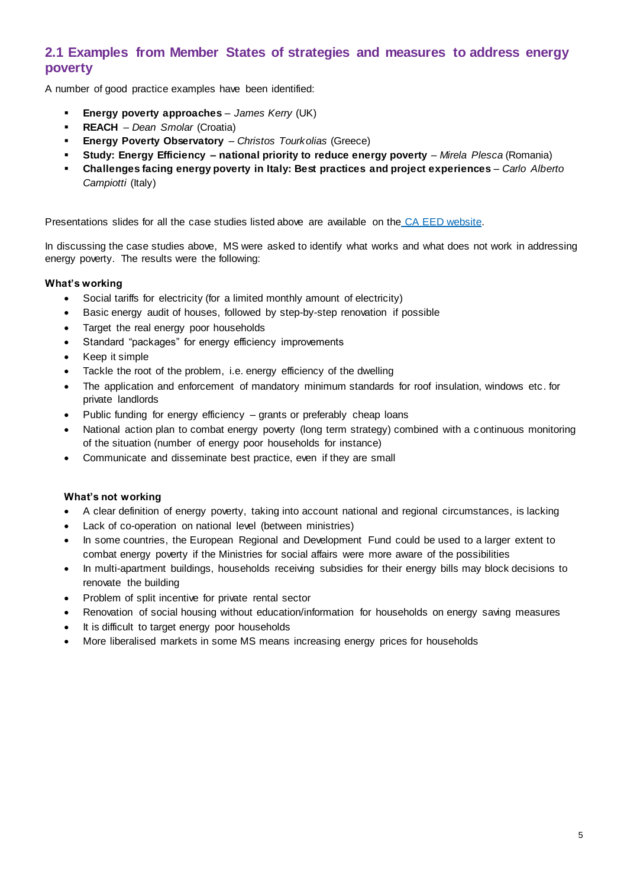## 2.1 Examples from Member States of strategies and measures to address energy poverty

A number of good practice examples have been identified:

- **Energy poverty approaches** – *James Kerry* (UK)
- **REACH** – *Dean Smolar* (Croatia)
- **Energy Poverty Observatory** – *Christos Tourkolias* (Greece)
- **Study: Energy Efficiency – national priority to reduce energy poverty** – *Mirela Plesca* (Romania)
- **Challenges facing energy poverty in Italy: Best practices and project experiences** – *Carlo Alberto Campiotti* (Italy)

Presentations slides for all the case studies listed above are available on the [CA EED website](CA EED website).

In discussing the case studies above, MS were asked to identify what works and what does not work in addressing energy poverty. The results were the following:

**What's working**

- Social tariffs for electricity (for a limited monthly amount of electricity)
- Basic energy audit of houses, followed by step-by-step renovation if possible
- Target the real energy poor households
- Standard "packages" for energy efficiency improvements
- Keep it simple
- Tackle the root of the problem, i.e. energy efficiency of the dwelling
- The application and enforcement of mandatory minimum standards for roof insulation, windows etc. for private landlords
- Public funding for energy efficiency – grants or preferably cheap loans
- National action plan to combat energy poverty (long term strategy) combined with a continuous monitoring of the situation (number of energy poor households for instance)
- Communicate and disseminate best practice, even if they are small

**What's not working**

- A clear definition of energy poverty, taking into account national and regional circumstances, is lacking
- Lack of co-operation on national level (between ministries)
- In some countries, the European Regional and Development Fund could be used to a larger extent to combat energy poverty if the Ministries for social affairs were more aware of the possibilities
- In multi-apartment buildings, households receiving subsidies for their energy bills may block decisions to renovate the building
- Problem of split incentive for private rental sector
- Renovation of social housing without education/information for households on energy saving measures
- It is difficult to target energy poor households
- More liberalised markets in some MS means increasing energy prices for households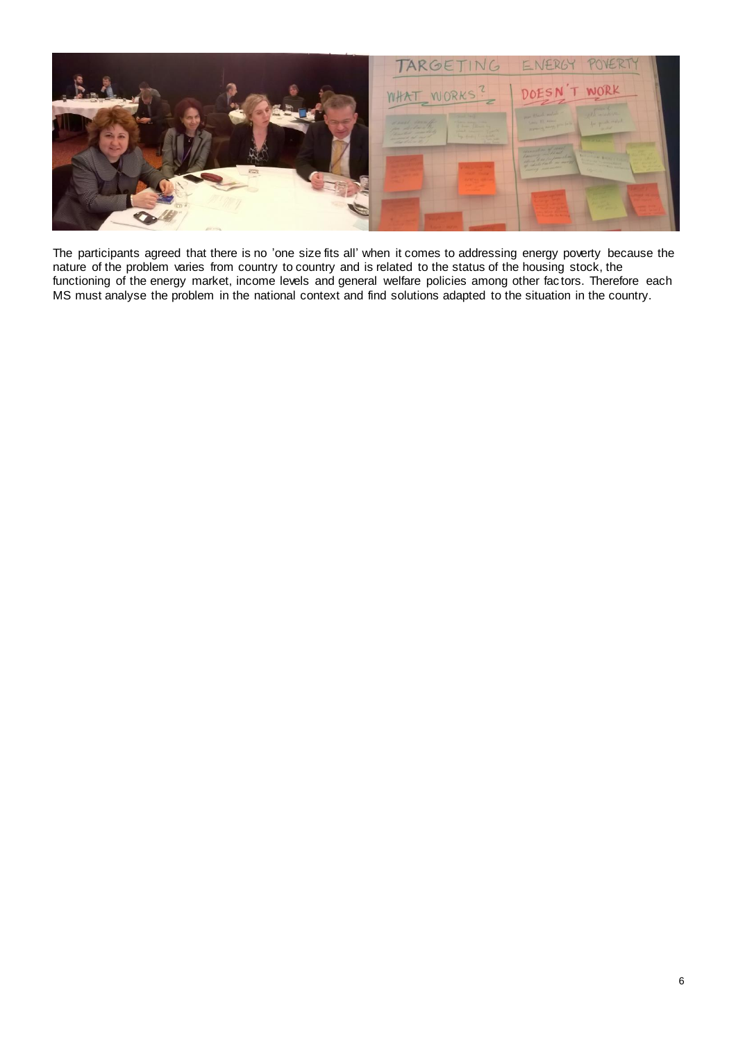The participants agreed that there is no 'one size fits all' when it comes to addressing energy poverty because the nature of the problem varies from country to country and is related to the status of the housing stock, the functioning of the energy market, income levels and general welfare policies among other factors. Therefore each MS must analyse the problem in the national context and find solutions adapted to the situation in the country.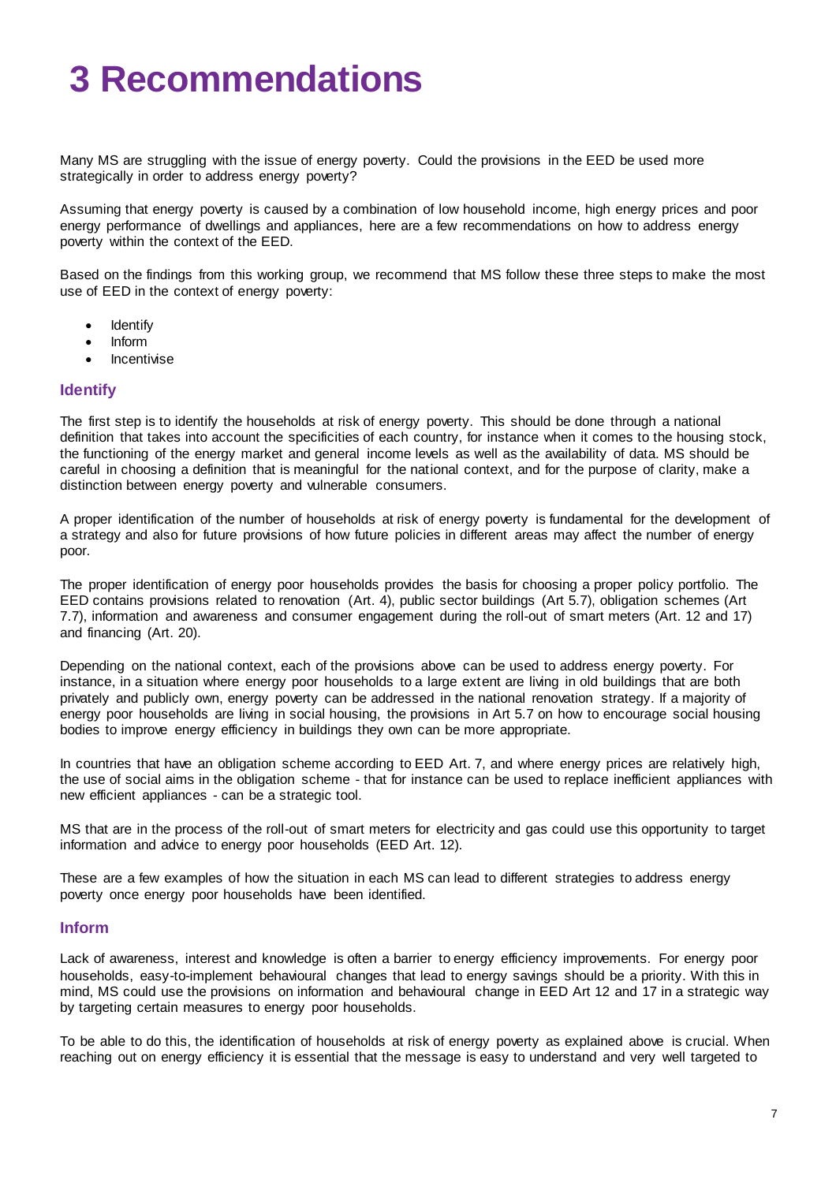# 3 Recommendations

Many MS are struggling with the issue of energy poverty. Could the provisions in the EED be used more strategically in order to address energy poverty?

Assuming that energy poverty is caused by a combination of low household income, high energy prices and poor energy performance of dwellings and appliances, here are a few recommendations on how to address energy poverty within the context of the EED.

Based on the findings from this working group, we recommend that MS follow these three steps to make the most use of EED in the context of energy poverty:

- Identify
- Inform
- Incentivise

## Identify

The first step is to identify the households at risk of energy poverty. This should be done through a national definition that takes into account the specificities of each country, for instance when it comes to the housing stock, the functioning of the energy market and general income levels as well as the availability of data. MS should be careful in choosing a definition that is meaningful for the national context, and for the purpose of clarity, make a distinction between energy poverty and vulnerable consumers.

A proper identification of the number of households at risk of energy poverty is fundamental for the development of a strategy and also for future provisions of how future policies in different areas may affect the number of energy poor.

The proper identification of energy poor households provides the basis for choosing a proper policy portfolio. The EED contains provisions related to renovation (Art. 4), public sector buildings (Art 5.7), obligation schemes (Art 7.7), information and awareness and consumer engagement during the roll-out of smart meters (Art. 12 and 17) and financing (Art. 20).

Depending on the national context, each of the provisions above can be used to address energy poverty. For instance, in a situation where energy poor households to a large extent are living in old buildings that are both privately and publicly own, energy poverty can be addressed in the national renovation strategy. If a majority of energy poor households are living in social housing, the provisions in Art 5.7 on how to encourage social housing bodies to improve energy efficiency in buildings they own can be more appropriate.

In countries that have an obligation scheme according to EED Art. 7, and where energy prices are relatively high, the use of social aims in the obligation scheme - that for instance can be used to replace inefficient appliances with new efficient appliances - can be a strategic tool.

MS that are in the process of the roll-out of smart meters for electricity and gas could use this opportunity to target information and advice to energy poor households (EED Art. 12).

These are a few examples of how the situation in each MS can lead to different strategies to address energy poverty once energy poor households have been identified.

## Inform

Lack of awareness, interest and knowledge is often a barrier to energy efficiency improvements. For energy poor households, easy-to-implement behavioural changes that lead to energy savings should be a priority. With this in mind, MS could use the provisions on information and behavioural change in EED Art 12 and 17 in a strategic way by targeting certain measures to energy poor households.

To be able to do this, the identification of households at risk of energy poverty as explained above is crucial. When reaching out on energy efficiency it is essential that the message is easy to understand and very well targeted to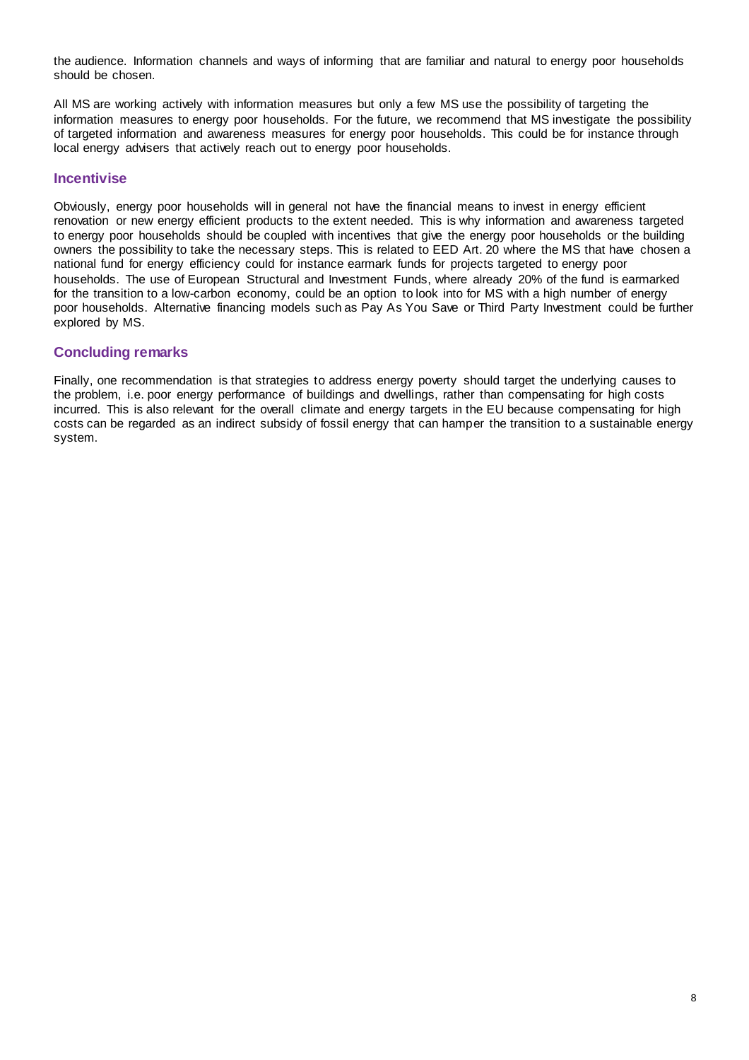the audience. Information channels and ways of informing that are familiar and natural to energy poor households should be chosen.

All MS are working actively with information measures but only a few MS use the possibility of targeting the information measures to energy poor households. For the future, we recommend that MS investigate the possibility of targeted information and awareness measures for energy poor households. This could be for instance through local energy advisers that actively reach out to energy poor households.

## Incentivise

Obviously, energy poor households will in general not have the financial means to invest in energy efficient renovation or new energy efficient products to the extent needed. This is why information and awareness targeted to energy poor households should be coupled with incentives that give the energy poor households or the building owners the possibility to take the necessary steps. This is related to EED Art. 20 where the MS that have chosen a national fund for energy efficiency could for instance earmark funds for projects targeted to energy poor households. The use of European Structural and Investment Funds, where already 20% of the fund is earmarked for the transition to a low-carbon economy, could be an option to look into for MS with a high number of energy poor households. Alternative financing models such as Pay As You Save or Third Party Investment could be further explored by MS.

## Concluding remarks

Finally, one recommendation is that strategies to address energy poverty should target the underlying causes to the problem, i.e. poor energy performance of buildings and dwellings, rather than compensating for high costs incurred. This is also relevant for the overall climate and energy targets in the EU because compensating for high costs can be regarded as an indirect subsidy of fossil energy that can hamper the transition to a sustainable energy system.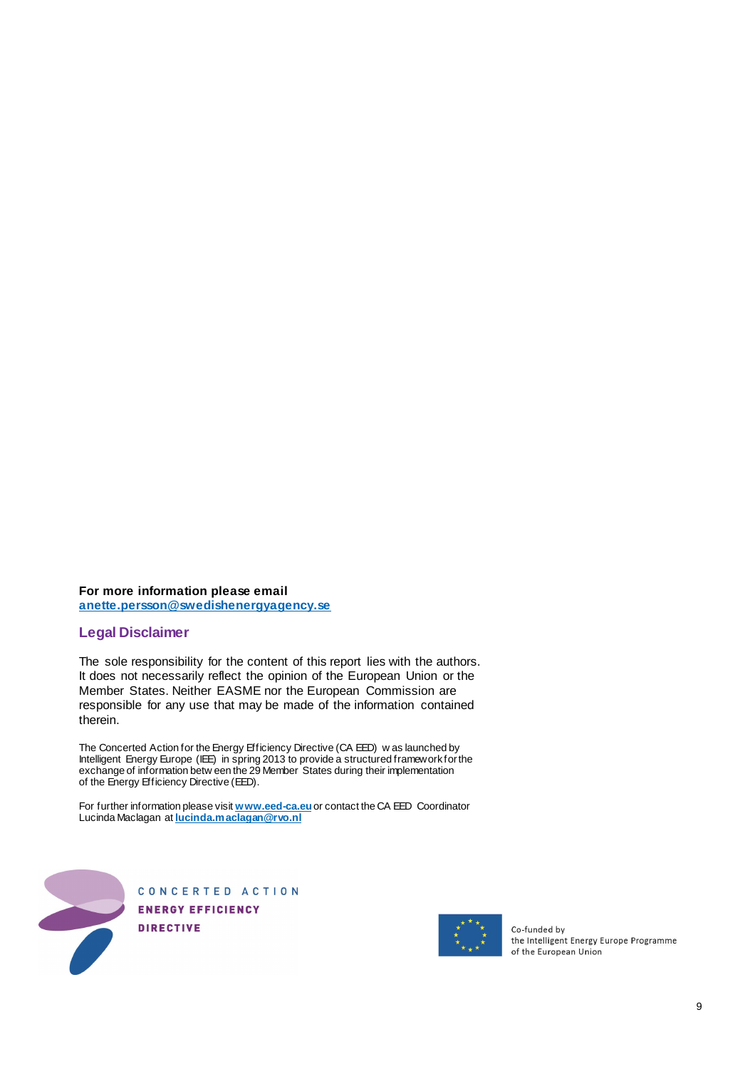**For more information please email**
**[anette.persson@swedishenergyagency.se](mailto:anette.persson@swedishenergyagency.se)**

## Legal Disclaimer

The sole responsibility for the content of this report lies with the authors. It does not necessarily reflect the opinion of the European Union or the Member States. Neither EASME nor the European Commission are responsible for any use that may be made of the information contained therein.

The Concerted Action for the Energy Efficiency Directive (CA EED) was launched by Intelligent Energy Europe (IEE) in spring 2013 to provide a structured framework for the exchange of information between the 29 Member States during their implementation of the Energy Efficiency Directive (EED).

For further information please visit **[www.eed-ca.eu](http://www.eed-ca.eu)** or contact the CA EED Coordinator Lucinda Maclagan at **[lucinda.maclagan@rvo.nl](mailto:lucinda.maclagan@rvo.nl)**

CONCERTED ACTION
ENERGY EFFICIENCY
DIRECTIVE

Co-funded by
the Intelligent Energy Europe Programme
of the European Union